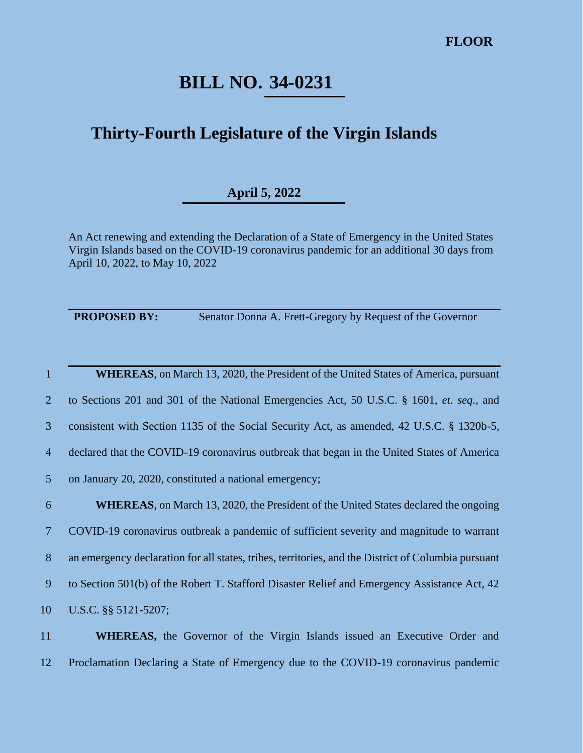**FLOOR**

# BILL NO. 34-0231

## Thirty-Fourth Legislature of the Virgin Islands

**April 5, 2022**

An Act renewing and extending the Declaration of a State of Emergency in the United States Virgin Islands based on the COVID-19 coronavirus pandemic for an additional 30 days from April 10, 2022, to May 10, 2022

**PROPOSED BY:** Senator Donna A. Frett-Gregory by Request of the Governor

**WHEREAS**, on March 13, 2020, the President of the United States of America, pursuant to Sections 201 and 301 of the National Emergencies Act, 50 U.S.C. § 1601, *et. seq.*, and consistent with Section 1135 of the Social Security Act, as amended, 42 U.S.C. § 1320b-5, declared that the COVID-19 coronavirus outbreak that began in the United States of America on January 20, 2020, constituted a national emergency;

**WHEREAS**, on March 13, 2020, the President of the United States declared the ongoing COVID-19 coronavirus outbreak a pandemic of sufficient severity and magnitude to warrant an emergency declaration for all states, tribes, territories, and the District of Columbia pursuant to Section 501(b) of the Robert T. Stafford Disaster Relief and Emergency Assistance Act, 42 U.S.C. §§ 5121-5207;

**WHEREAS,** the Governor of the Virgin Islands issued an Executive Order and Proclamation Declaring a State of Emergency due to the COVID-19 coronavirus pandemic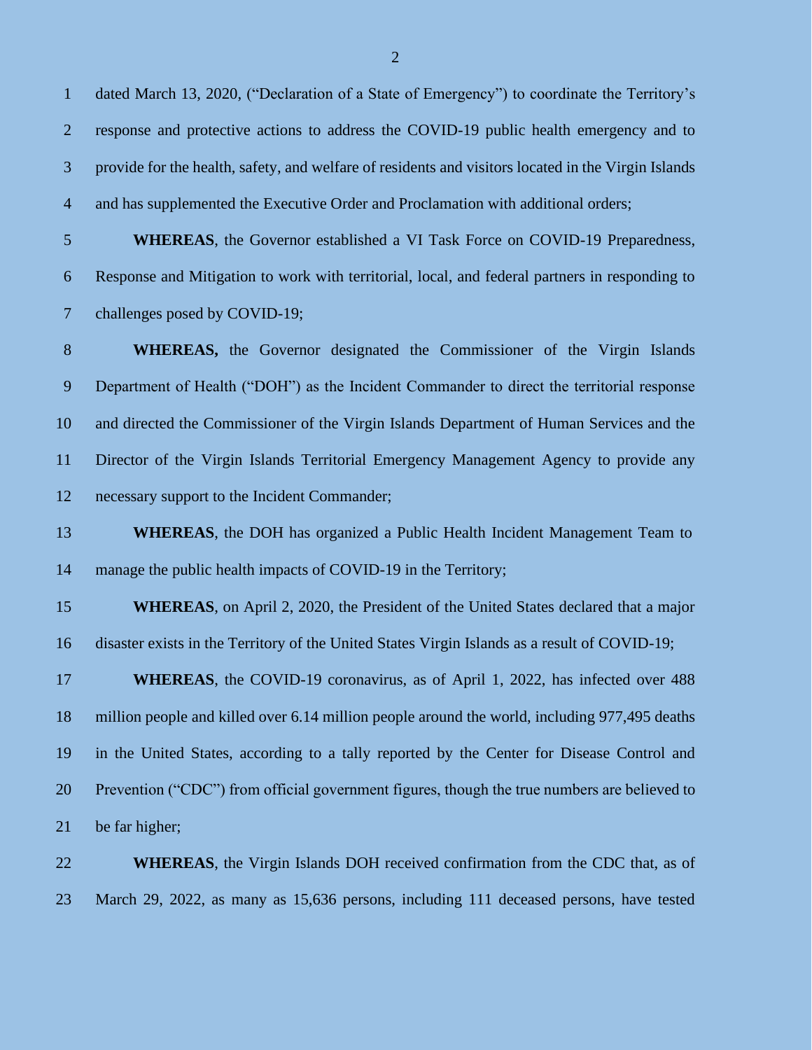dated March 13, 2020, ("Declaration of a State of Emergency") to coordinate the Territory's response and protective actions to address the COVID-19 public health emergency and to provide for the health, safety, and welfare of residents and visitors located in the Virgin Islands and has supplemented the Executive Order and Proclamation with additional orders;

**WHEREAS**, the Governor established a VI Task Force on COVID-19 Preparedness, Response and Mitigation to work with territorial, local, and federal partners in responding to challenges posed by COVID-19;

**WHEREAS,** the Governor designated the Commissioner of the Virgin Islands Department of Health ("DOH") as the Incident Commander to direct the territorial response and directed the Commissioner of the Virgin Islands Department of Human Services and the Director of the Virgin Islands Territorial Emergency Management Agency to provide any necessary support to the Incident Commander;

**WHEREAS**, the DOH has organized a Public Health Incident Management Team to manage the public health impacts of COVID-19 in the Territory;

**WHEREAS**, on April 2, 2020, the President of the United States declared that a major disaster exists in the Territory of the United States Virgin Islands as a result of COVID-19;

**WHEREAS**, the COVID-19 coronavirus, as of April 1, 2022, has infected over 488 million people and killed over 6.14 million people around the world, including 977,495 deaths in the United States, according to a tally reported by the Center for Disease Control and Prevention ("CDC") from official government figures, though the true numbers are believed to be far higher;

**WHEREAS**, the Virgin Islands DOH received confirmation from the CDC that, as of March 29, 2022, as many as 15,636 persons, including 111 deceased persons, have tested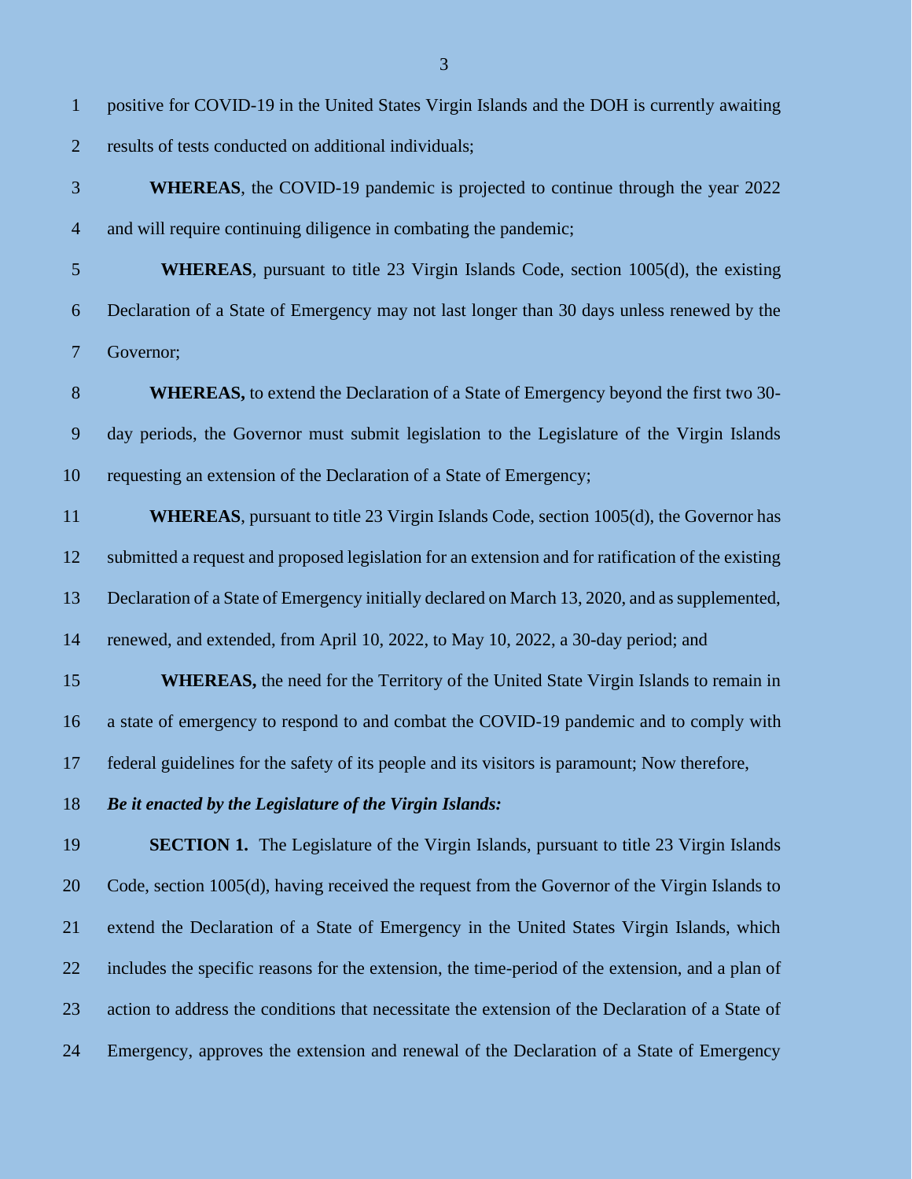positive for COVID-19 in the United States Virgin Islands and the DOH is currently awaiting results of tests conducted on additional individuals;

**WHEREAS**, the COVID-19 pandemic is projected to continue through the year 2022 and will require continuing diligence in combating the pandemic;

**WHEREAS**, pursuant to title 23 Virgin Islands Code, section 1005(d), the existing Declaration of a State of Emergency may not last longer than 30 days unless renewed by the Governor;

**WHEREAS,** to extend the Declaration of a State of Emergency beyond the first two 30-day periods, the Governor must submit legislation to the Legislature of the Virgin Islands requesting an extension of the Declaration of a State of Emergency;

**WHEREAS**, pursuant to title 23 Virgin Islands Code, section 1005(d), the Governor has submitted a request and proposed legislation for an extension and for ratification of the existing Declaration of a State of Emergency initially declared on March 13, 2020, and as supplemented, renewed, and extended, from April 10, 2022, to May 10, 2022, a 30-day period; and

**WHEREAS,** the need for the Territory of the United State Virgin Islands to remain in a state of emergency to respond to and combat the COVID-19 pandemic and to comply with federal guidelines for the safety of its people and its visitors is paramount; Now therefore,

***Be it enacted by the Legislature of the Virgin Islands:***

**SECTION 1.** The Legislature of the Virgin Islands, pursuant to title 23 Virgin Islands Code, section 1005(d), having received the request from the Governor of the Virgin Islands to extend the Declaration of a State of Emergency in the United States Virgin Islands, which includes the specific reasons for the extension, the time-period of the extension, and a plan of action to address the conditions that necessitate the extension of the Declaration of a State of Emergency, approves the extension and renewal of the Declaration of a State of Emergency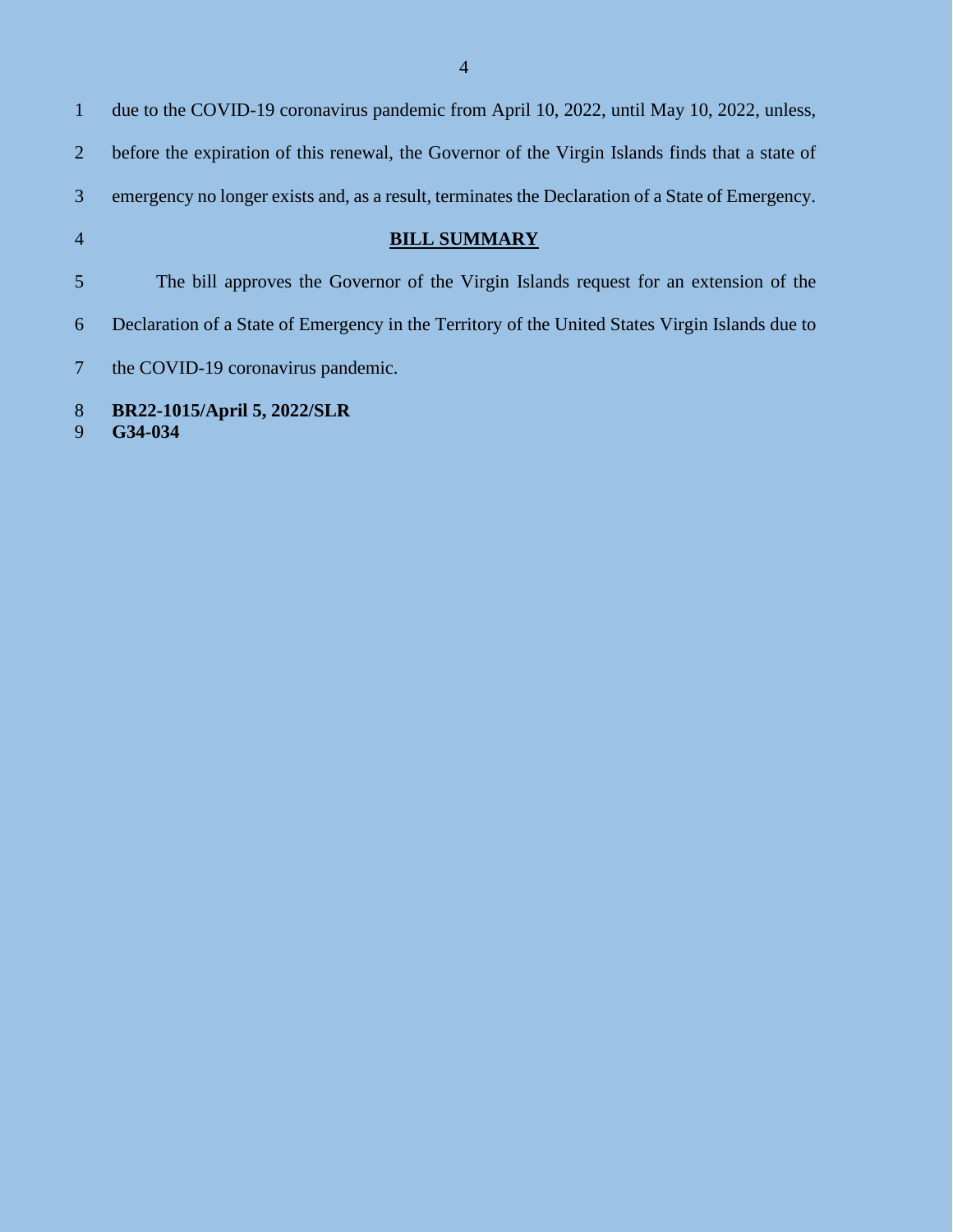due to the COVID-19 coronavirus pandemic from April 10, 2022, until May 10, 2022, unless, before the expiration of this renewal, the Governor of the Virgin Islands finds that a state of emergency no longer exists and, as a result, terminates the Declaration of a State of Emergency.

**BILL SUMMARY**

The bill approves the Governor of the Virgin Islands request for an extension of the Declaration of a State of Emergency in the Territory of the United States Virgin Islands due to the COVID-19 coronavirus pandemic.

**BR22-1015/April 5, 2022/SLR**
**G34-034**